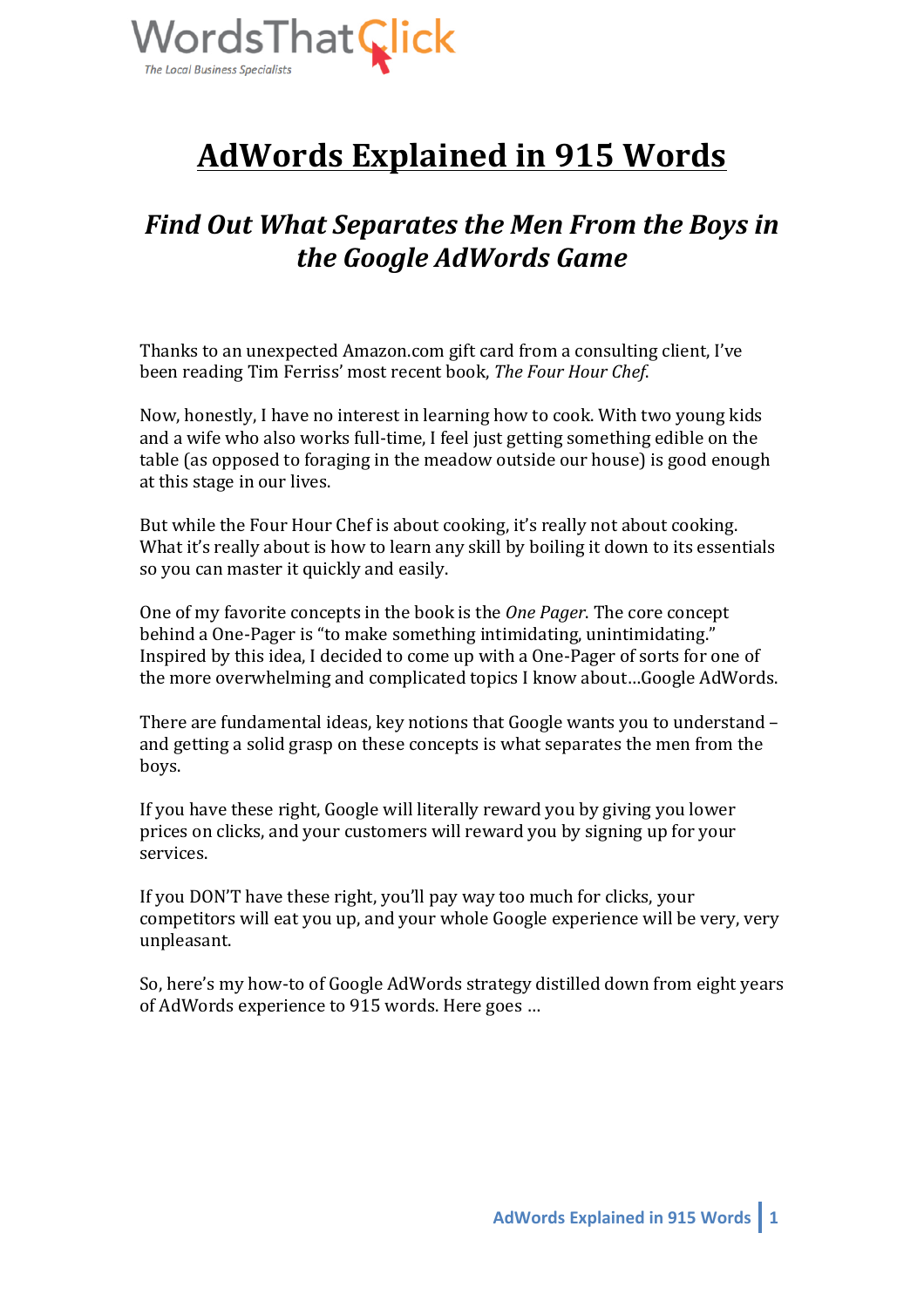WordsThatClick

*The Local Business Specialists*

# AdWords Explained in 915 Words

## *Find Out What Separates the Men From the Boys in the Google AdWords Game*

Thanks to an unexpected Amazon.com gift card from a consulting client, I've been reading Tim Ferriss' most recent book, *The Four Hour Chef*.

Now, honestly, I have no interest in learning how to cook. With two young kids and a wife who also works full-time, I feel just getting something edible on the table (as opposed to foraging in the meadow outside our house) is good enough at this stage in our lives.

But while the Four Hour Chef is about cooking, it's really not about cooking. What it's really about is how to learn any skill by boiling it down to its essentials so you can master it quickly and easily.

One of my favorite concepts in the book is the *One Pager*. The core concept behind a One-Pager is "to make something intimidating, unintimidating." Inspired by this idea, I decided to come up with a One-Pager of sorts for one of the more overwhelming and complicated topics I know about…Google AdWords.

There are fundamental ideas, key notions that Google wants you to understand – and getting a solid grasp on these concepts is what separates the men from the boys.

If you have these right, Google will literally reward you by giving you lower prices on clicks, and your customers will reward you by signing up for your services.

If you DON'T have these right, you'll pay way too much for clicks, your competitors will eat you up, and your whole Google experience will be very, very unpleasant.

So, here's my how-to of Google AdWords strategy distilled down from eight years of AdWords experience to 915 words. Here goes …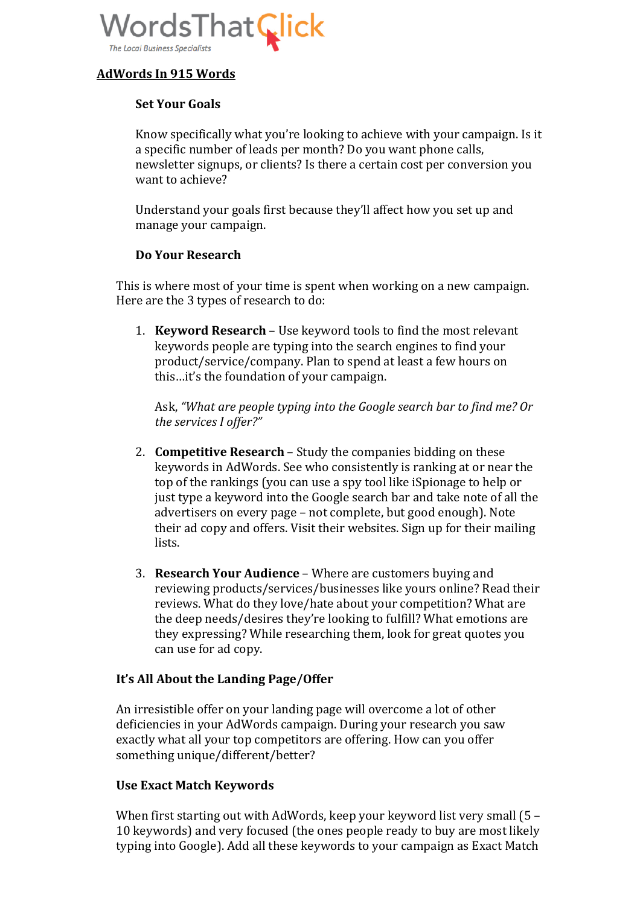**WordsThatClick**
*The Local Business Specialists*

## AdWords In 915 Words

### Set Your Goals

Know specifically what you're looking to achieve with your campaign. Is it a specific number of leads per month? Do you want phone calls, newsletter signups, or clients? Is there a certain cost per conversion you want to achieve?

Understand your goals first because they'll affect how you set up and manage your campaign.

### Do Your Research

This is where most of your time is spent when working on a new campaign. Here are the 3 types of research to do:

1. **Keyword Research** – Use keyword tools to find the most relevant keywords people are typing into the search engines to find your product/service/company. Plan to spend at least a few hours on this…it's the foundation of your campaign.

   Ask, *"What are people typing into the Google search bar to find me? Or the services I offer?"*

2. **Competitive Research** – Study the companies bidding on these keywords in AdWords. See who consistently is ranking at or near the top of the rankings (you can use a spy tool like iSpionage to help or just type a keyword into the Google search bar and take note of all the advertisers on every page – not complete, but good enough). Note their ad copy and offers. Visit their websites. Sign up for their mailing lists.

3. **Research Your Audience** – Where are customers buying and reviewing products/services/businesses like yours online? Read their reviews. What do they love/hate about your competition? What are the deep needs/desires they're looking to fulfill? What emotions are they expressing? While researching them, look for great quotes you can use for ad copy.

### It's All About the Landing Page/Offer

An irresistible offer on your landing page will overcome a lot of other deficiencies in your AdWords campaign. During your research you saw exactly what all your top competitors are offering. How can you offer something unique/different/better?

### Use Exact Match Keywords

When first starting out with AdWords, keep your keyword list very small (5 – 10 keywords) and very focused (the ones people ready to buy are most likely typing into Google). Add all these keywords to your campaign as Exact Match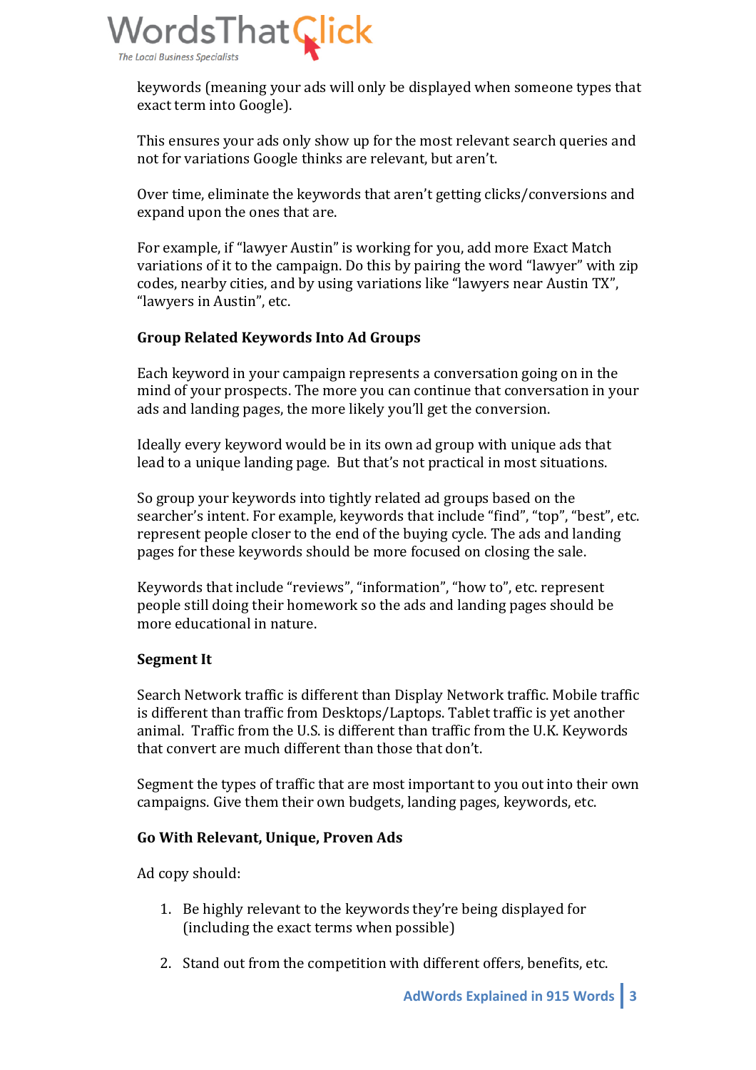keywords (meaning your ads will only be displayed when someone types that exact term into Google).

This ensures your ads only show up for the most relevant search queries and not for variations Google thinks are relevant, but aren't.

Over time, eliminate the keywords that aren't getting clicks/conversions and expand upon the ones that are.

For example, if "lawyer Austin" is working for you, add more Exact Match variations of it to the campaign. Do this by pairing the word "lawyer" with zip codes, nearby cities, and by using variations like "lawyers near Austin TX", "lawyers in Austin", etc.

**Group Related Keywords Into Ad Groups**

Each keyword in your campaign represents a conversation going on in the mind of your prospects. The more you can continue that conversation in your ads and landing pages, the more likely you'll get the conversion.

Ideally every keyword would be in its own ad group with unique ads that lead to a unique landing page. But that's not practical in most situations.

So group your keywords into tightly related ad groups based on the searcher's intent. For example, keywords that include "find", "top", "best", etc. represent people closer to the end of the buying cycle. The ads and landing pages for these keywords should be more focused on closing the sale.

Keywords that include "reviews", "information", "how to", etc. represent people still doing their homework so the ads and landing pages should be more educational in nature.

**Segment It**

Search Network traffic is different than Display Network traffic. Mobile traffic is different than traffic from Desktops/Laptops. Tablet traffic is yet another animal. Traffic from the U.S. is different than traffic from the U.K. Keywords that convert are much different than those that don't.

Segment the types of traffic that are most important to you out into their own campaigns. Give them their own budgets, landing pages, keywords, etc.

**Go With Relevant, Unique, Proven Ads**

Ad copy should:

1. Be highly relevant to the keywords they're being displayed for (including the exact terms when possible)

2. Stand out from the competition with different offers, benefits, etc.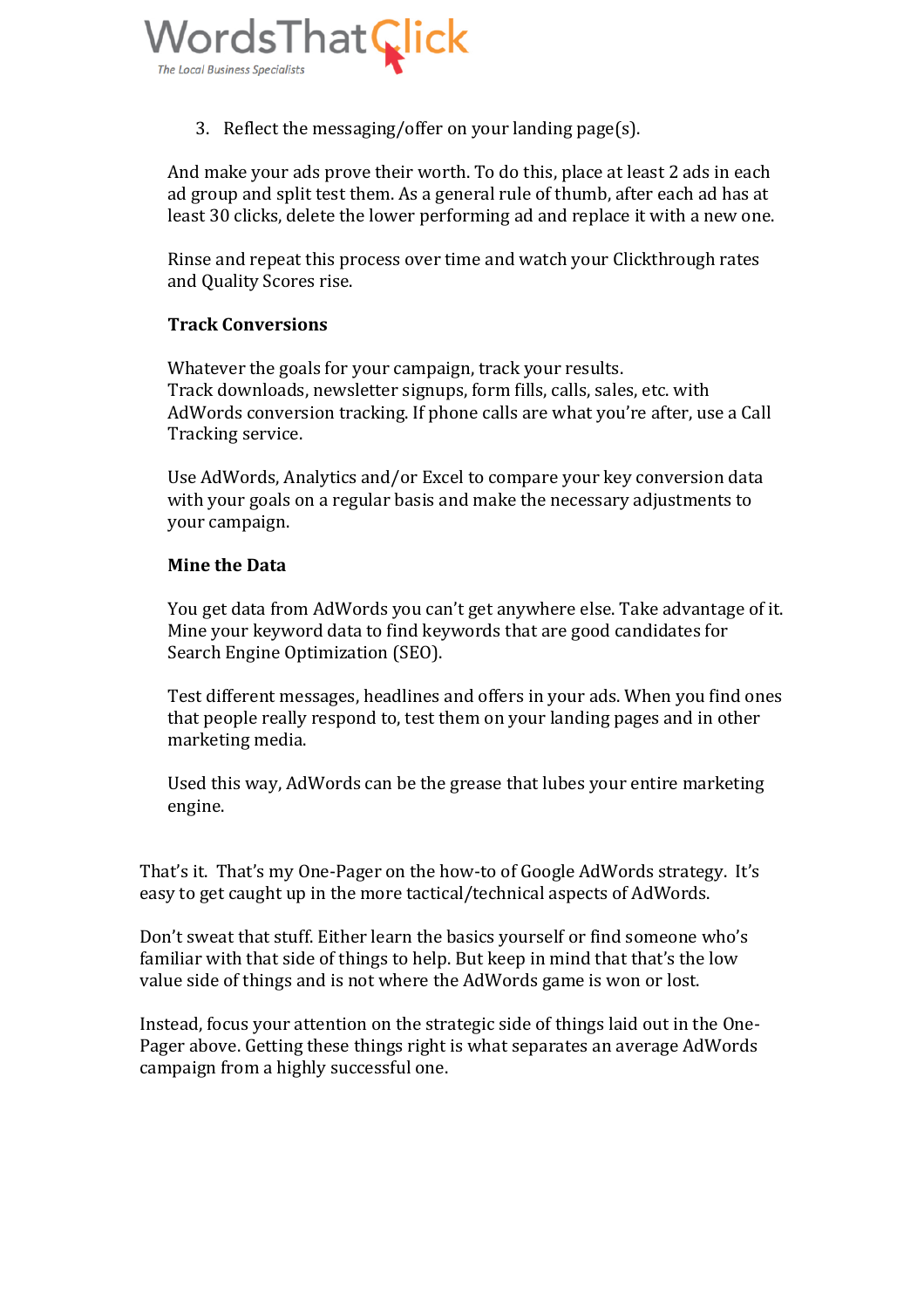3. Reflect the messaging/offer on your landing page(s).

And make your ads prove their worth. To do this, place at least 2 ads in each ad group and split test them. As a general rule of thumb, after each ad has at least 30 clicks, delete the lower performing ad and replace it with a new one.

Rinse and repeat this process over time and watch your Clickthrough rates and Quality Scores rise.

**Track Conversions**

Whatever the goals for your campaign, track your results. Track downloads, newsletter signups, form fills, calls, sales, etc. with AdWords conversion tracking. If phone calls are what you're after, use a Call Tracking service.

Use AdWords, Analytics and/or Excel to compare your key conversion data with your goals on a regular basis and make the necessary adjustments to your campaign.

**Mine the Data**

You get data from AdWords you can't get anywhere else. Take advantage of it. Mine your keyword data to find keywords that are good candidates for Search Engine Optimization (SEO).

Test different messages, headlines and offers in your ads. When you find ones that people really respond to, test them on your landing pages and in other marketing media.

Used this way, AdWords can be the grease that lubes your entire marketing engine.

That's it. That's my One-Pager on the how-to of Google AdWords strategy. It's easy to get caught up in the more tactical/technical aspects of AdWords.

Don't sweat that stuff. Either learn the basics yourself or find someone who's familiar with that side of things to help. But keep in mind that that's the low value side of things and is not where the AdWords game is won or lost.

Instead, focus your attention on the strategic side of things laid out in the One-Pager above. Getting these things right is what separates an average AdWords campaign from a highly successful one.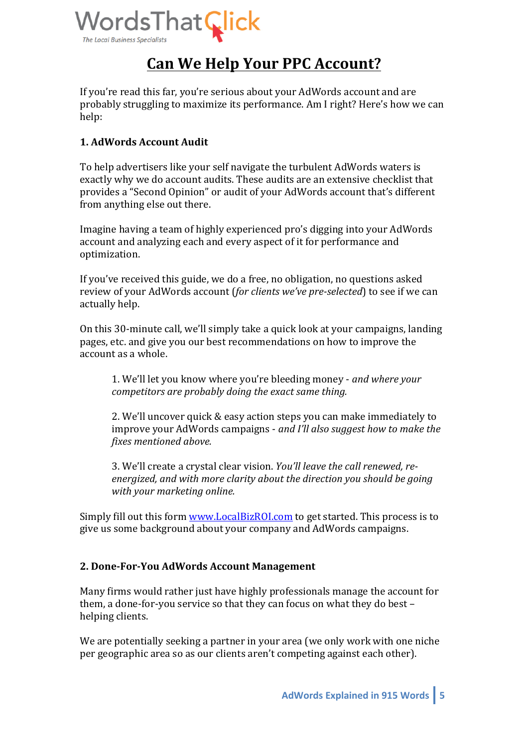# Can We Help Your PPC Account?

If you're read this far, you're serious about your AdWords account and are probably struggling to maximize its performance. Am I right? Here's how we can help:

### 1. AdWords Account Audit

To help advertisers like your self navigate the turbulent AdWords waters is exactly why we do account audits. These audits are an extensive checklist that provides a "Second Opinion" or audit of your AdWords account that's different from anything else out there.

Imagine having a team of highly experienced pro's digging into your AdWords account and analyzing each and every aspect of it for performance and optimization.

If you've received this guide, we do a free, no obligation, no questions asked review of your AdWords account (*for clients we've pre-selected*) to see if we can actually help.

On this 30-minute call, we'll simply take a quick look at your campaigns, landing pages, etc. and give you our best recommendations on how to improve the account as a whole.

> 1. We'll let you know where you're bleeding money - *and where your competitors are probably doing the exact same thing.*
>
> 2. We'll uncover quick & easy action steps you can make immediately to improve your AdWords campaigns - *and I'll also suggest how to make the fixes mentioned above.*
>
> 3. We'll create a crystal clear vision. *You'll leave the call renewed, re-energized, and with more clarity about the direction you should be going with your marketing online.*

Simply fill out this form [www.LocalBizROI.com](http://www.LocalBizROI.com) to get started. This process is to give us some background about your company and AdWords campaigns.

### 2. Done-For-You AdWords Account Management

Many firms would rather just have highly professionals manage the account for them, a done-for-you service so that they can focus on what they do best – helping clients.

We are potentially seeking a partner in your area (we only work with one niche per geographic area so as our clients aren't competing against each other).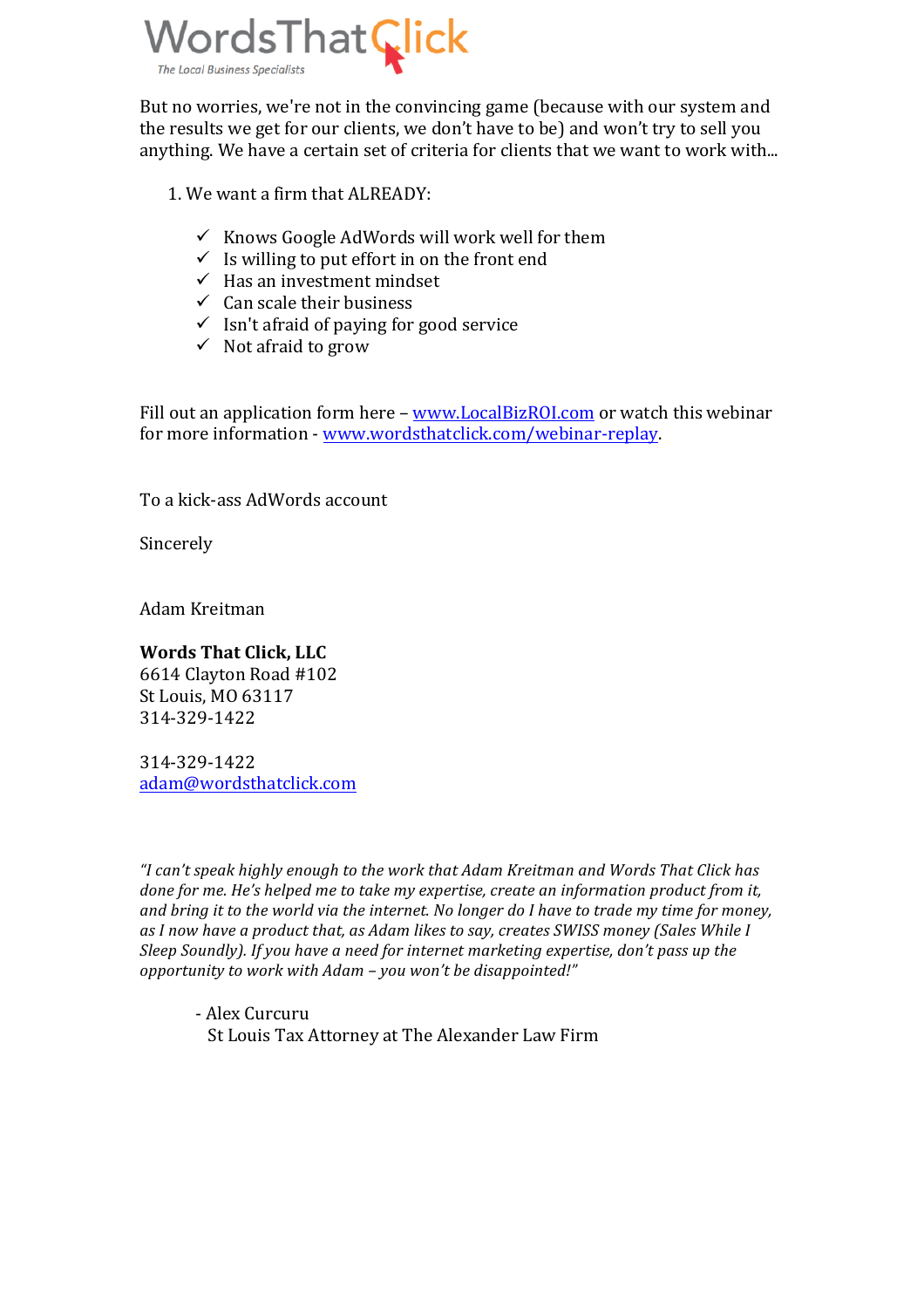But no worries, we're not in the convincing game (because with our system and the results we get for our clients, we don't have to be) and won't try to sell you anything. We have a certain set of criteria for clients that we want to work with...

1. We want a firm that ALREADY:

    - ✓ Knows Google AdWords will work well for them
    - ✓ Is willing to put effort in on the front end
    - ✓ Has an investment mindset
    - ✓ Can scale their business
    - ✓ Isn't afraid of paying for good service
    - ✓ Not afraid to grow

Fill out an application form here – [www.LocalBizROI.com](http://www.LocalBizROI.com) or watch this webinar for more information - [www.wordsthatclick.com/webinar-replay](http://www.wordsthatclick.com/webinar-replay).

To a kick-ass AdWords account

Sincerely

Adam Kreitman

**Words That Click, LLC**
6614 Clayton Road #102
St Louis, MO 63117
314-329-1422

314-329-1422
[adam@wordsthatclick.com](mailto:adam@wordsthatclick.com)

*"I can't speak highly enough to the work that Adam Kreitman and Words That Click has done for me. He's helped me to take my expertise, create an information product from it, and bring it to the world via the internet. No longer do I have to trade my time for money, as I now have a product that, as Adam likes to say, creates SWISS money (Sales While I Sleep Soundly). If you have a need for internet marketing expertise, don't pass up the opportunity to work with Adam – you won't be disappointed!"*

- Alex Curcuru
  St Louis Tax Attorney at The Alexander Law Firm